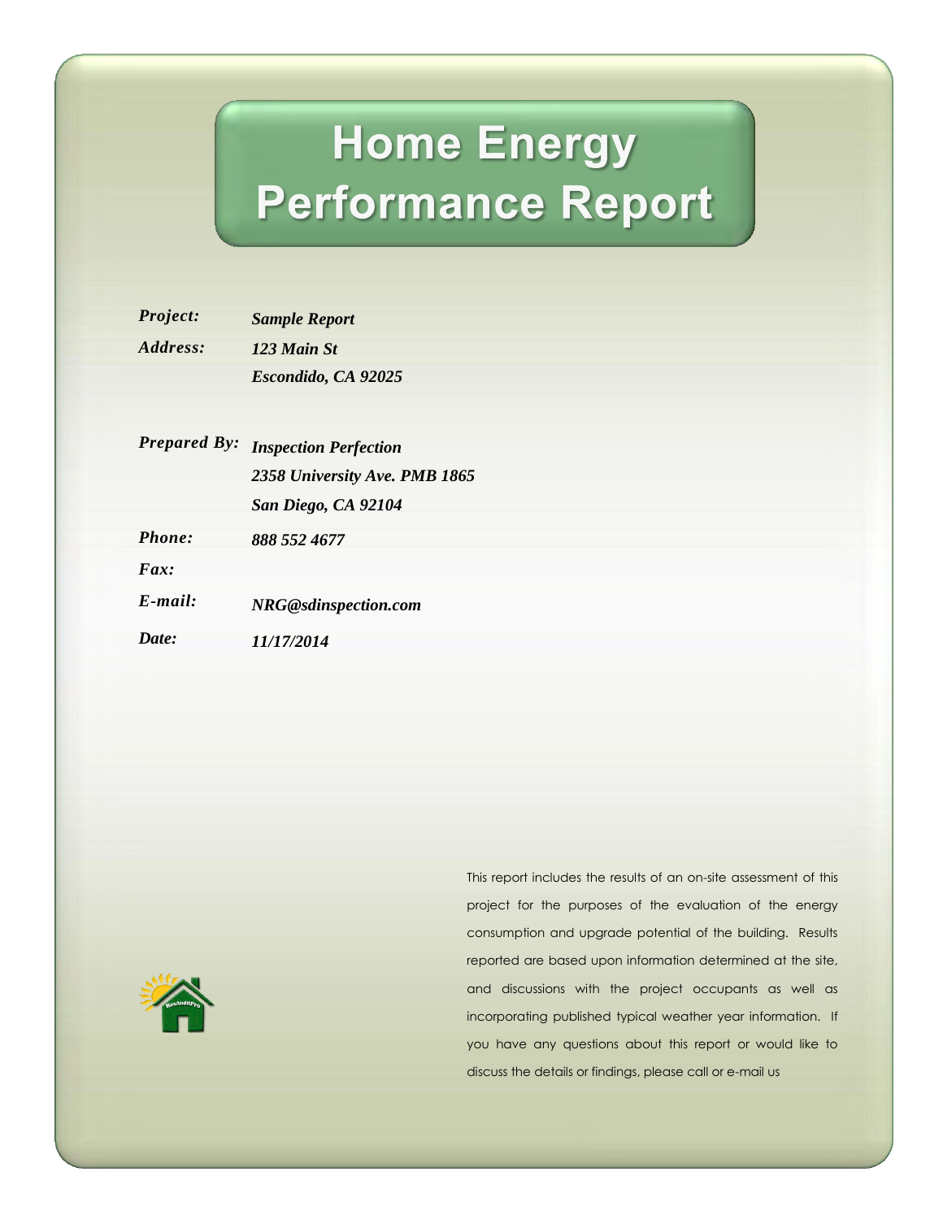# Home Energy Performance Report

| | |
|---|---|
| ***Project:*** | ***Sample Report*** |
| ***Address:*** | ***123 Main St*** |
| | ***Escondido, CA 92025*** |
| | |
| ***Prepared By:*** | ***Inspection Perfection*** |
| | ***2358 University Ave. PMB 1865*** |
| | ***San Diego, CA 92104*** |
| ***Phone:*** | ***888 552 4677*** |
| ***Fax:*** | |
| ***E-mail:*** | ***NRG@sdinspection.com*** |
| ***Date:*** | ***11/17/2014*** |

This report includes the results of an on-site assessment of this project for the purposes of the evaluation of the energy consumption and upgrade potential of the building. Results reported are based upon information determined at the site, and discussions with the project occupants as well as incorporating published typical weather year information. If you have any questions about this report or would like to discuss the details or findings, please call or e-mail us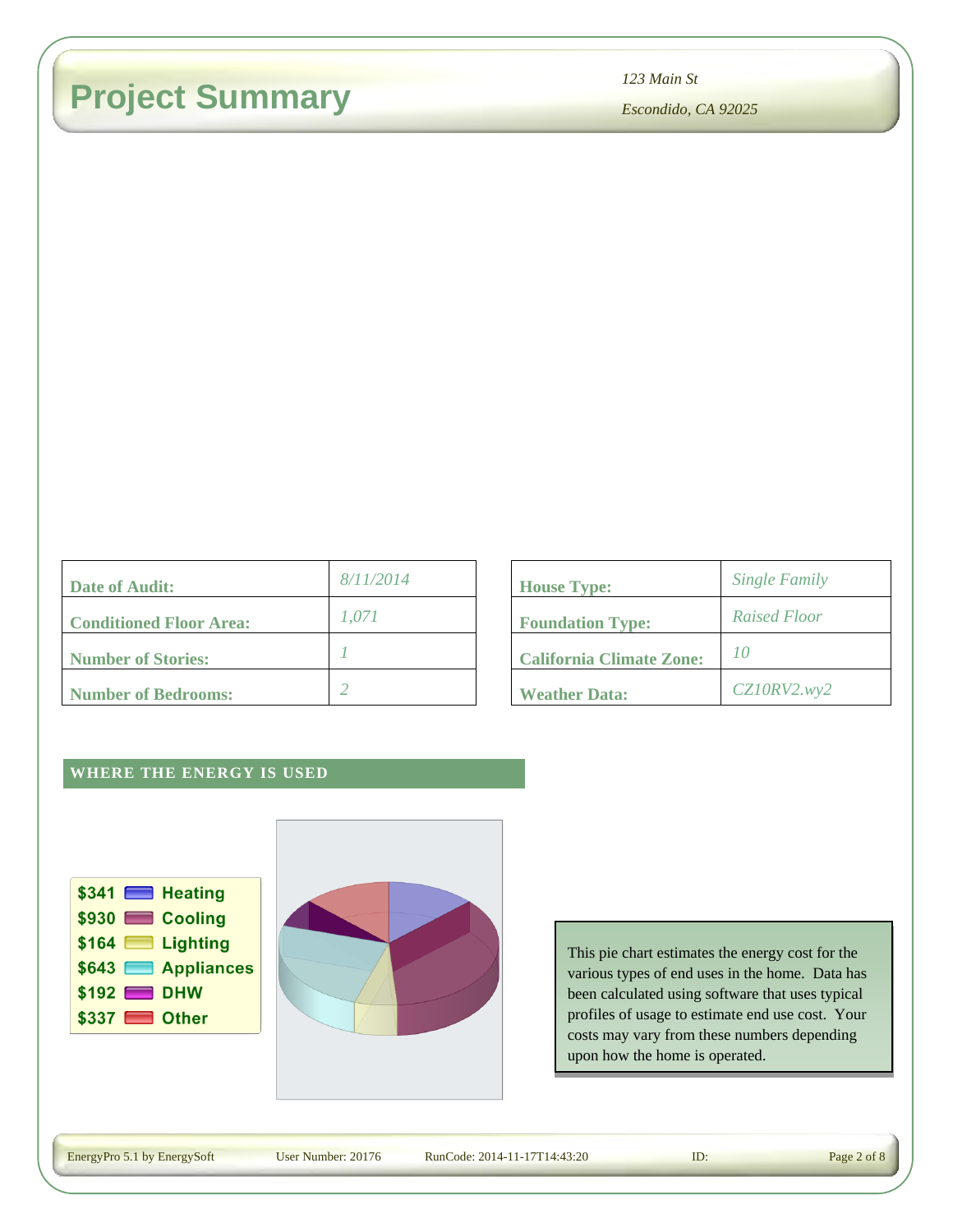# Project Summary

*123 Main St*

*Escondido, CA 92025*

| | |
|---|---|
| **Date of Audit:** | *8/11/2014* |
| **Conditioned Floor Area:** | *1,071* |
| **Number of Stories:** | *1* |
| **Number of Bedrooms:** | *2* |

| | |
|---|---|
| **House Type:** | *Single Family* |
| **Foundation Type:** | *Raised Floor* |
| **California Climate Zone:** | *10* |
| **Weather Data:** | *CZ10RV2.wy2* |

## WHERE THE ENERGY IS USED

| Cost | End Use |
|---|---|
| $341 | Heating |
| $930 | Cooling |
| $164 | Lighting |
| $643 | Appliances |
| $192 | DHW |
| $337 | Other |

This pie chart estimates the energy cost for the various types of end uses in the home. Data has been calculated using software that uses typical profiles of usage to estimate end use cost. Your costs may vary from these numbers depending upon how the home is operated.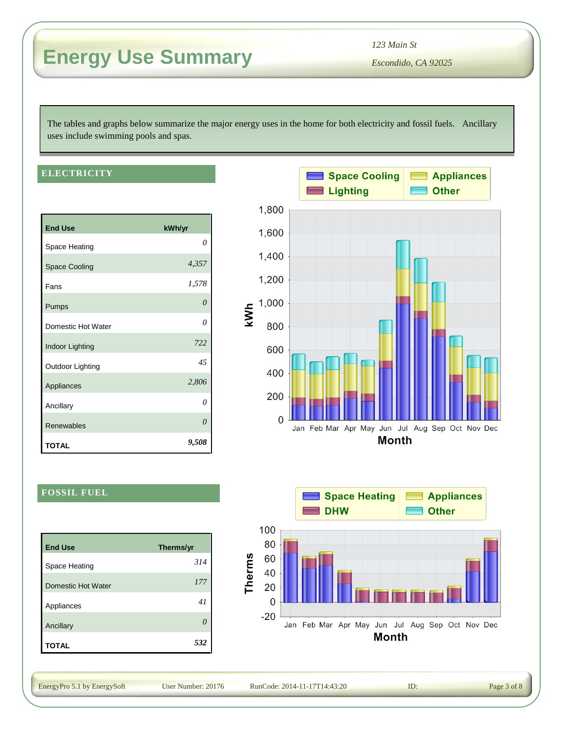# Energy Use Summary

*123 Main St*

*Escondido, CA 92025*

The tables and graphs below summarize the major energy uses in the home for both electricity and fossil fuels. Ancillary uses include swimming pools and spas.

## ELECTRICITY

| End Use | kWh/yr |
| --- | --- |
| Space Heating | *0* |
| Space Cooling | *4,357* |
| Fans | *1,578* |
| Pumps | *0* |
| Domestic Hot Water | *0* |
| Indoor Lighting | *722* |
| Outdoor Lighting | *45* |
| Appliances | *2,806* |
| Ancillary | *0* |
| Renewables | *0* |
| **TOTAL** | ***9,508*** |

## FOSSIL FUEL

| End Use | Therms/yr |
| --- | --- |
| Space Heating | *314* |
| Domestic Hot Water | *177* |
| Appliances | *41* |
| Ancillary | *0* |
| **TOTAL** | ***532*** |

EnergyPro 5.1 by EnergySoft User Number: 20176 RunCode: 2014-11-17T14:43:20 ID: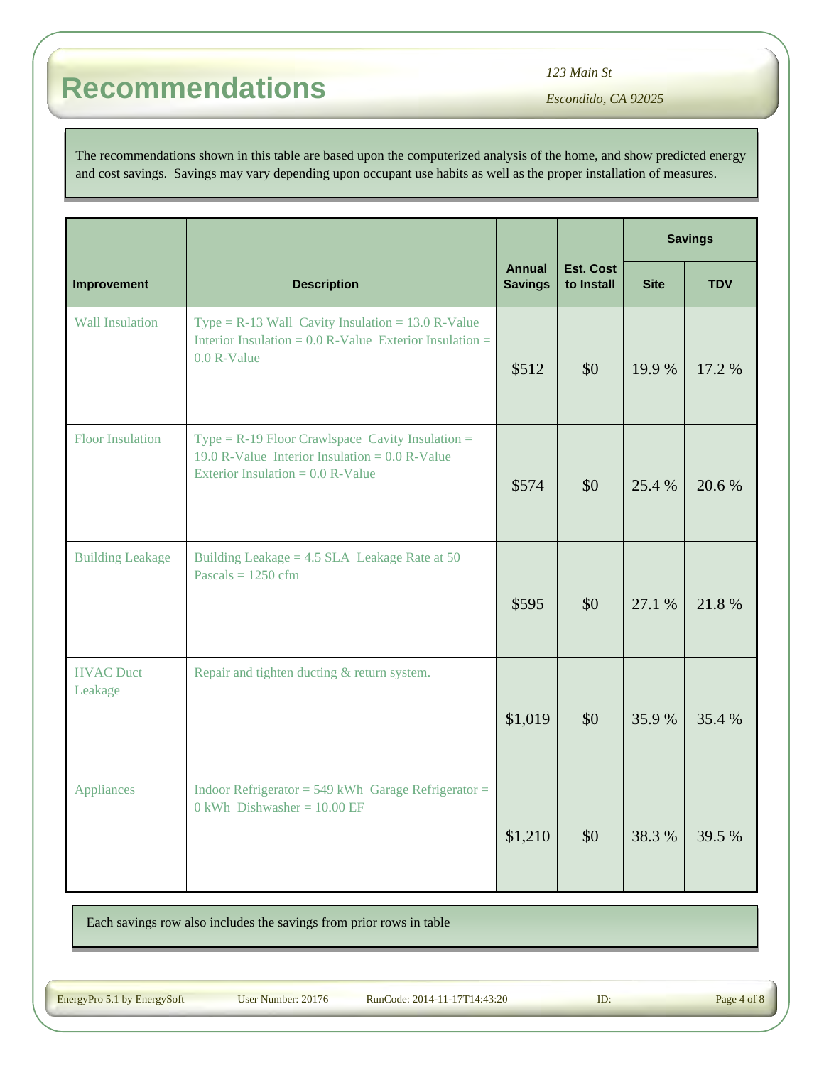# Recommendations

*123 Main St*

*Escondido, CA 92025*

The recommendations shown in this table are based upon the computerized analysis of the home, and show predicted energy and cost savings. Savings may vary depending upon occupant use habits as well as the proper installation of measures.

| Improvement | Description | Annual Savings | Est. Cost to Install | Savings | |
|---|---|---|---|---|---|
| | | | | Site | TDV |
| Wall Insulation | Type = R-13 Wall Cavity Insulation = 13.0 R-Value Interior Insulation = 0.0 R-Value Exterior Insulation = 0.0 R-Value | $512 | $0 | 19.9 % | 17.2 % |
| Floor Insulation | Type = R-19 Floor Crawlspace Cavity Insulation = 19.0 R-Value Interior Insulation = 0.0 R-Value Exterior Insulation = 0.0 R-Value | $574 | $0 | 25.4 % | 20.6 % |
| Building Leakage | Building Leakage = 4.5 SLA Leakage Rate at 50 Pascals = 1250 cfm | $595 | $0 | 27.1 % | 21.8 % |
| HVAC Duct Leakage | Repair and tighten ducting & return system. | $1,019 | $0 | 35.9 % | 35.4 % |
| Appliances | Indoor Refrigerator = 549 kWh Garage Refrigerator = 0 kWh Dishwasher = 10.00 EF | $1,210 | $0 | 38.3 % | 39.5 % |

Each savings row also includes the savings from prior rows in table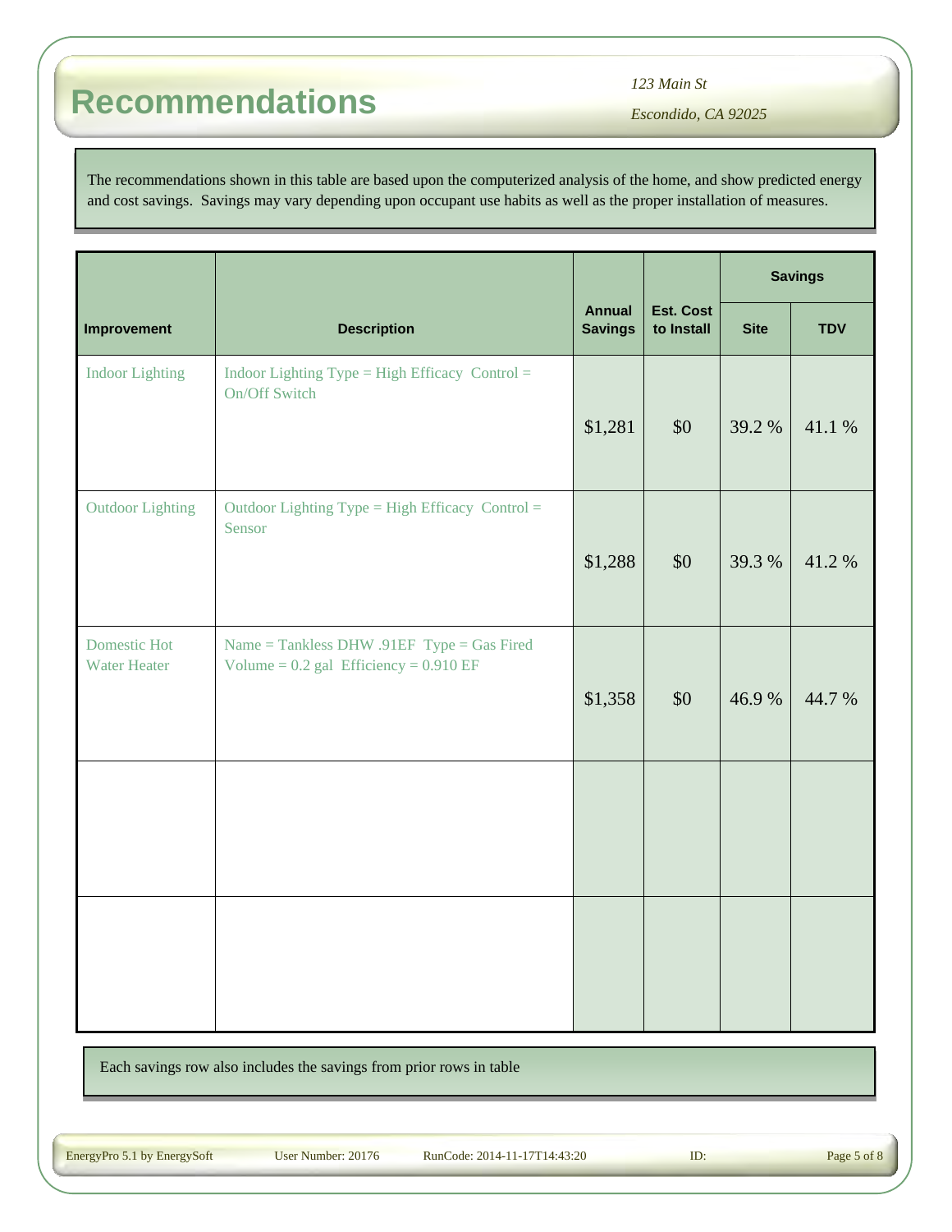# Recommendations

*123 Main St*

*Escondido, CA 92025*

The recommendations shown in this table are based upon the computerized analysis of the home, and show predicted energy and cost savings. Savings may vary depending upon occupant use habits as well as the proper installation of measures.

| Improvement | Description | Annual Savings | Est. Cost to Install | Savings | |
|---|---|---|---|---|---|
| | | | | Site | TDV |
| Indoor Lighting | Indoor Lighting Type = High Efficacy Control = On/Off Switch | $1,281 | $0 | 39.2 % | 41.1 % |
| Outdoor Lighting | Outdoor Lighting Type = High Efficacy Control = Sensor | $1,288 | $0 | 39.3 % | 41.2 % |
| Domestic Hot Water Heater | Name = Tankless DHW .91EF Type = Gas Fired Volume = 0.2 gal Efficiency = 0.910 EF | $1,358 | $0 | 46.9 % | 44.7 % |
| | | | | | |
| | | | | | |

Each savings row also includes the savings from prior rows in table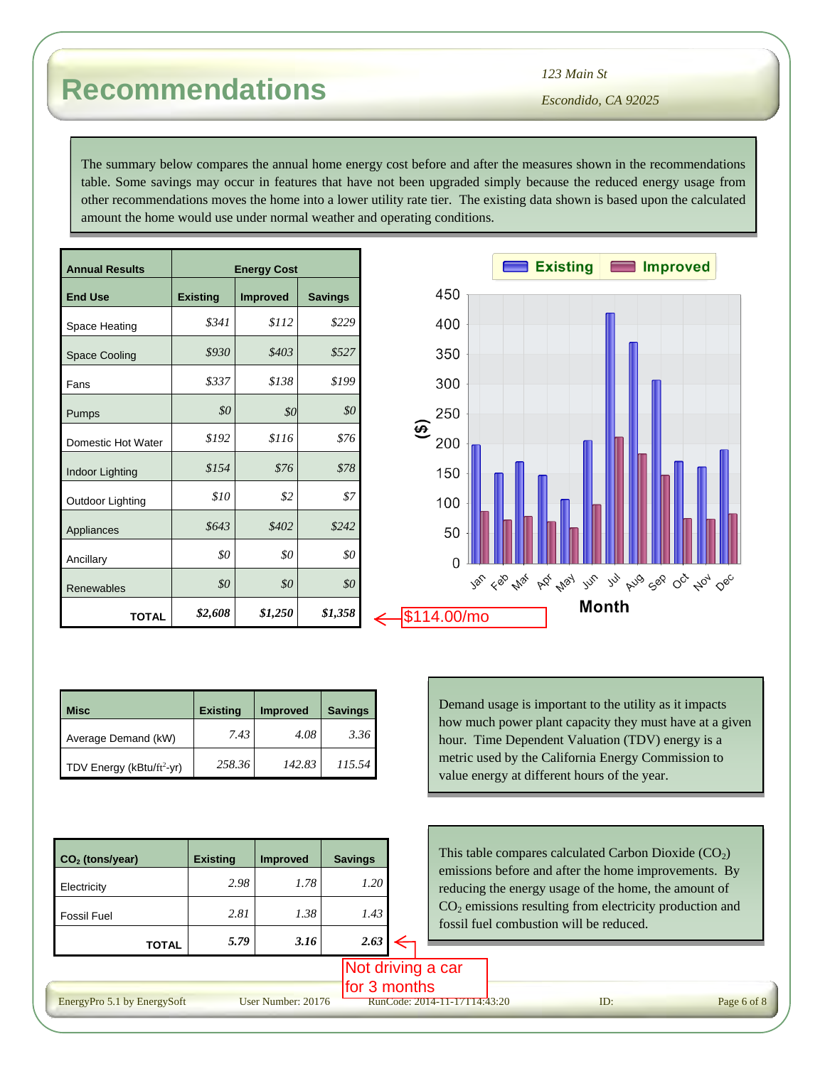# Recommendations

*123 Main St*

*Escondido, CA 92025*

The summary below compares the annual home energy cost before and after the measures shown in the recommendations table. Some savings may occur in features that have not been upgraded simply because the reduced energy usage from other recommendations moves the home into a lower utility rate tier. The existing data shown is based upon the calculated amount the home would use under normal weather and operating conditions.

| Annual Results | Energy Cost | | |
|---|---|---|---|
| **End Use** | **Existing** | **Improved** | **Savings** |
| Space Heating | *$341* | *$112* | *$229* |
| Space Cooling | *$930* | *$403* | *$527* |
| Fans | *$337* | *$138* | *$199* |
| Pumps | *$0* | *$0* | *$0* |
| Domestic Hot Water | *$192* | *$116* | *$76* |
| Indoor Lighting | *$154* | *$76* | *$78* |
| Outdoor Lighting | *$10* | *$2* | *$7* |
| Appliances | *$643* | *$402* | *$242* |
| Ancillary | *$0* | *$0* | *$0* |
| Renewables | *$0* | *$0* | *$0* |
| **TOTAL** | ***$2,608*** | ***$1,250*** | ***$1,358*** |

$114.00/mo

| Month | Existing ($) | Improved ($) |
|---|---|---|
| Jan | ~198 | ~87 |
| Feb | ~151 | ~72 |
| Mar | ~170 | ~79 |
| Apr | ~148 | ~71 |
| May | ~107 | ~60 |
| Jun | ~206 | ~99 |
| Jul | ~420 | ~212 |
| Aug | ~371 | ~183 |
| Sep | ~307 | ~148 |
| Oct | ~171 | ~76 |
| Nov | ~161 | ~75 |
| Dec | ~190 | ~83 |

| Misc | Existing | Improved | Savings |
|---|---|---|---|
| Average Demand (kW) | *7.43* | *4.08* | *3.36* |
| TDV Energy (kBtu/ft²-yr) | *258.36* | *142.83* | *115.54* |

Demand usage is important to the utility as it impacts how much power plant capacity they must have at a given hour. Time Dependent Valuation (TDV) energy is a metric used by the California Energy Commission to value energy at different hours of the year.

| $CO_2$ (tons/year) | Existing | Improved | Savings |
|---|---|---|---|
| Electricity | *2.98* | *1.78* | *1.20* |
| Fossil Fuel | *2.81* | *1.38* | *1.43* |
| **TOTAL** | ***5.79*** | ***3.16*** | ***2.63*** |

Not driving a car for 3 months

This table compares calculated Carbon Dioxide ($CO_2$) emissions before and after the home improvements. By reducing the energy usage of the home, the amount of $CO_2$ emissions resulting from electricity production and fossil fuel combustion will be reduced.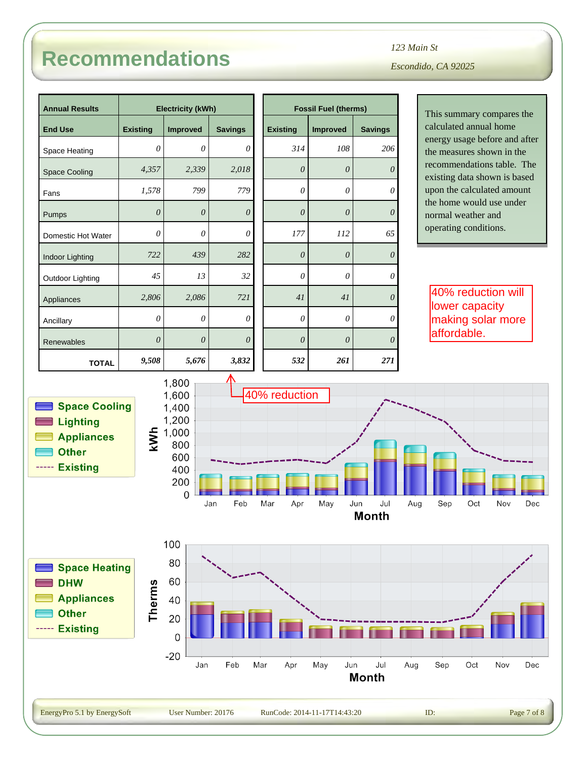# Recommendations

*123 Main St*

*Escondido, CA 92025*

| Annual Results | Electricity (kWh) | | | Fossil Fuel (therms) | | |
|---|---|---|---|---|---|---|
| End Use | Existing | Improved | Savings | Existing | Improved | Savings |
| Space Heating | *0* | *0* | *0* | *314* | *108* | *206* |
| Space Cooling | *4,357* | *2,339* | *2,018* | *0* | *0* | *0* |
| Fans | *1,578* | *799* | *779* | *0* | *0* | *0* |
| Pumps | *0* | *0* | *0* | *0* | *0* | *0* |
| Domestic Hot Water | *0* | *0* | *0* | *177* | *112* | *65* |
| Indoor Lighting | *722* | *439* | *282* | *0* | *0* | *0* |
| Outdoor Lighting | *45* | *13* | *32* | *0* | *0* | *0* |
| Appliances | *2,806* | *2,086* | *721* | *41* | *41* | *0* |
| Ancillary | *0* | *0* | *0* | *0* | *0* | *0* |
| Renewables | *0* | *0* | *0* | *0* | *0* | *0* |
| **TOTAL** | ***9,508*** | ***5,676*** | ***3,832*** | ***532*** | ***261*** | ***271*** |

This summary compares the calculated annual home energy usage before and after the measures shown in the recommendations table. The existing data shown is based upon the calculated amount the home would use under normal weather and operating conditions.

40% reduction will lower capacity making solar more affordable.

40% reduction

Legend: Space Cooling, Lighting, Appliances, Other, ----- Existing

kWh by Month (Jan–Dec)

Legend: Space Heating, DHW, Appliances, Other, ----- Existing

Therms by Month (Jan–Dec)

EnergyPro 5.1 by EnergySoft User Number: 20176 RunCode: 2014-11-17T14:43:20 ID: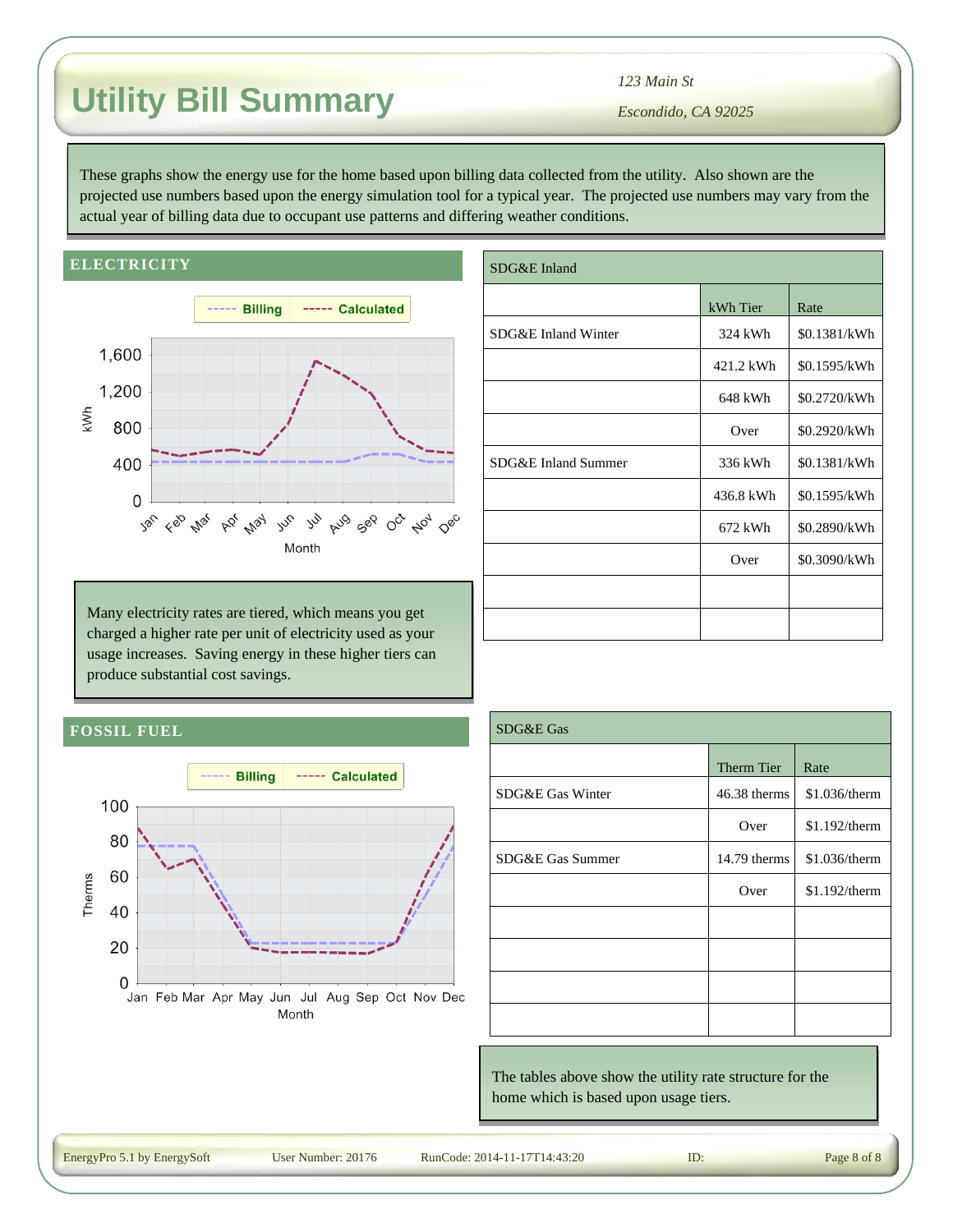# Utility Bill Summary

*123 Main St*

*Escondido, CA 92025*

These graphs show the energy use for the home based upon billing data collected from the utility. Also shown are the projected use numbers based upon the energy simulation tool for a typical year. The projected use numbers may vary from the actual year of billing data due to occupant use patterns and differing weather conditions.

## ELECTRICITY

Many electricity rates are tiered, which means you get charged a higher rate per unit of electricity used as your usage increases. Saving energy in these higher tiers can produce substantial cost savings.

| SDG&E Inland | | |
|---|---|---|
| | kWh Tier | Rate |
| SDG&E Inland Winter | 324 kWh | $0.1381/kWh |
| | 421.2 kWh | $0.1595/kWh |
| | 648 kWh | $0.2720/kWh |
| | Over | $0.2920/kWh |
| SDG&E Inland Summer | 336 kWh | $0.1381/kWh |
| | 436.8 kWh | $0.1595/kWh |
| | 672 kWh | $0.2890/kWh |
| | Over | $0.3090/kWh |
| | | |
| | | |

## FOSSIL FUEL

| SDG&E Gas | | |
|---|---|---|
| | Therm Tier | Rate |
| SDG&E Gas Winter | 46.38 therms | $1.036/therm |
| | Over | $1.192/therm |
| SDG&E Gas Summer | 14.79 therms | $1.036/therm |
| | Over | $1.192/therm |
| | | |
| | | |
| | | |
| | | |

The tables above show the utility rate structure for the home which is based upon usage tiers.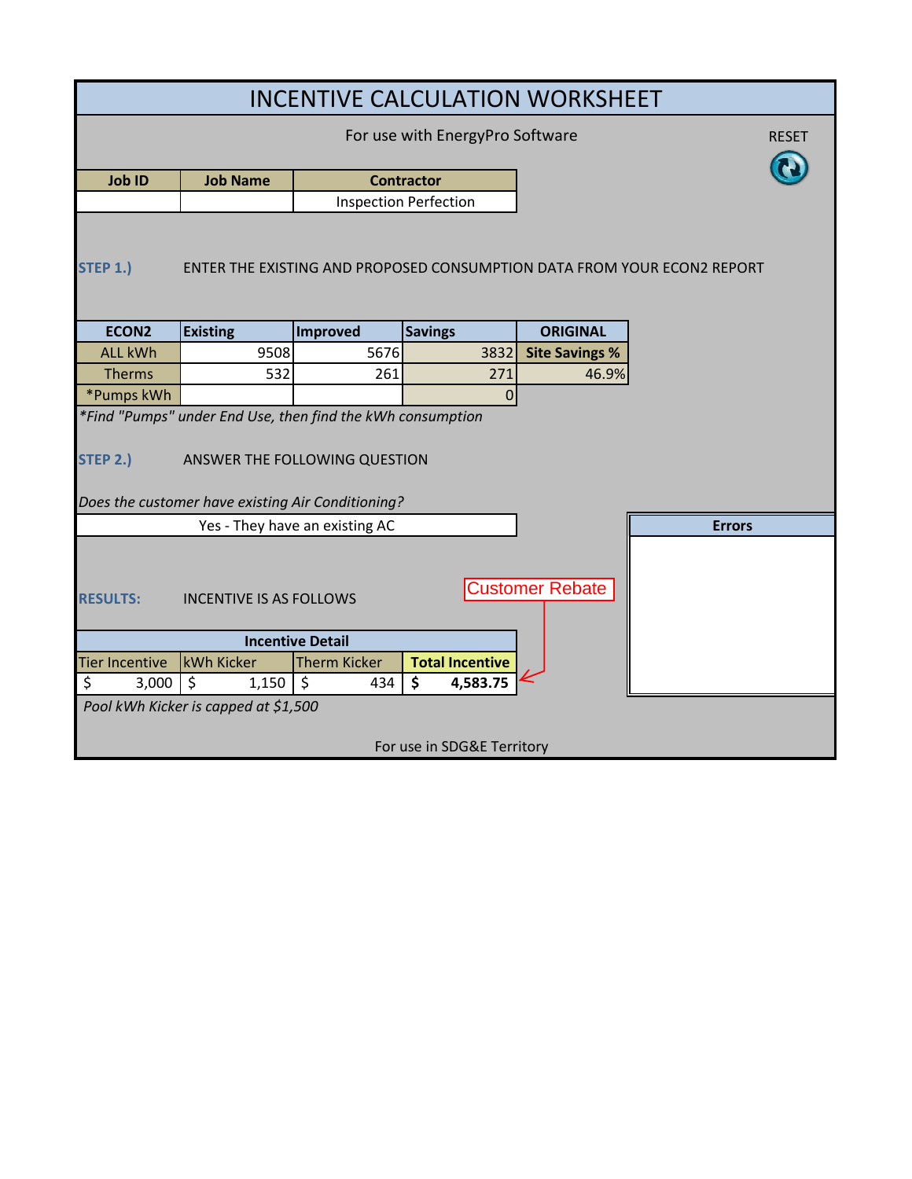# INCENTIVE CALCULATION WORKSHEET

For use with EnergyPro Software

RESET

| Job ID | Job Name | Contractor |
|---|---|---|
| | | Inspection Perfection |

**STEP 1.)** ENTER THE EXISTING AND PROPOSED CONSUMPTION DATA FROM YOUR ECON2 REPORT

| ECON2 | Existing | Improved | Savings | ORIGINAL |
|---|---|---|---|---|
| ALL kWh | 9508 | 5676 | 3832 | Site Savings % |
| Therms | 532 | 261 | 271 | 46.9% |
| *Pumps kWh | | | 0 | |

*Find "Pumps" under End Use, then find the kWh consumption*

**STEP 2.)** ANSWER THE FOLLOWING QUESTION

*Does the customer have existing Air Conditioning?*

Yes - They have an existing AC

| Errors |
|---|
| |

**RESULTS:** INCENTIVE IS AS FOLLOWS

Customer Rebate

| Incentive Detail | | | |
|---|---|---|---|
| Tier Incentive | kWh Kicker | Therm Kicker | Total Incentive |
| $ 3,000 | $ 1,150 | $ 434 | $ 4,583.75 |

*Pool kWh Kicker is capped at $1,500*

For use in SDG&E Territory